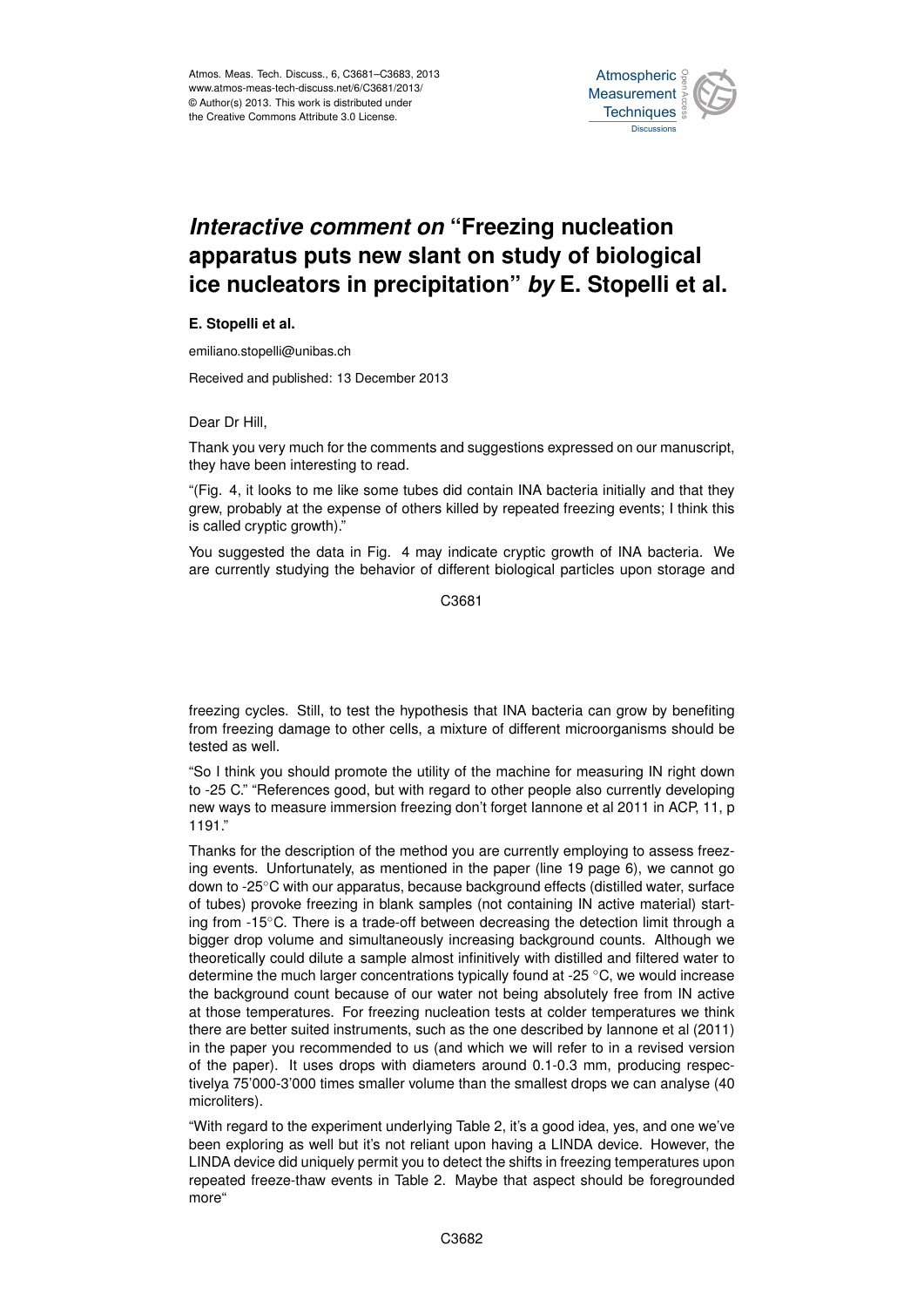# *Interactive comment on* "Freezing nucleation apparatus puts new slant on study of biological ice nucleators in precipitation" *by* E. Stopelli et al.

**E. Stopelli et al.**

emiliano.stopelli@unibas.ch

Received and published: 13 December 2013

Dear Dr Hill,

Thank you very much for the comments and suggestions expressed on our manuscript, they have been interesting to read.

"(Fig. 4, it looks to me like some tubes did contain INA bacteria initially and that they grew, probably at the expense of others killed by repeated freezing events; I think this is called cryptic growth)."

You suggested the data in Fig. 4 may indicate cryptic growth of INA bacteria. We are currently studying the behavior of different biological particles upon storage and freezing cycles. Still, to test the hypothesis that INA bacteria can grow by benefiting from freezing damage to other cells, a mixture of different microorganisms should be tested as well.

"So I think you should promote the utility of the machine for measuring IN right down to -25 C." "References good, but with regard to other people also currently developing new ways to measure immersion freezing don't forget Iannone et al 2011 in ACP, 11, p 1191."

Thanks for the description of the method you are currently employing to assess freezing events. Unfortunately, as mentioned in the paper (line 19 page 6), we cannot go down to -25°C with our apparatus, because background effects (distilled water, surface of tubes) provoke freezing in blank samples (not containing IN active material) starting from -15°C. There is a trade-off between decreasing the detection limit through a bigger drop volume and simultaneously increasing background counts. Although we theoretically could dilute a sample almost infinitively with distilled and filtered water to determine the much larger concentrations typically found at -25 °C, we would increase the background count because of our water not being absolutely free from IN active at those temperatures. For freezing nucleation tests at colder temperatures we think there are better suited instruments, such as the one described by Iannone et al (2011) in the paper you recommended to us (and which we will refer to in a revised version of the paper). It uses drops with diameters around 0.1-0.3 mm, producing respectivelya 75'000-3'000 times smaller volume than the smallest drops we can analyse (40 microliters).

"With regard to the experiment underlying Table 2, it's a good idea, yes, and one we've been exploring as well but it's not reliant upon having a LINDA device. However, the LINDA device did uniquely permit you to detect the shifts in freezing temperatures upon repeated freeze-thaw events in Table 2. Maybe that aspect should be foregrounded more"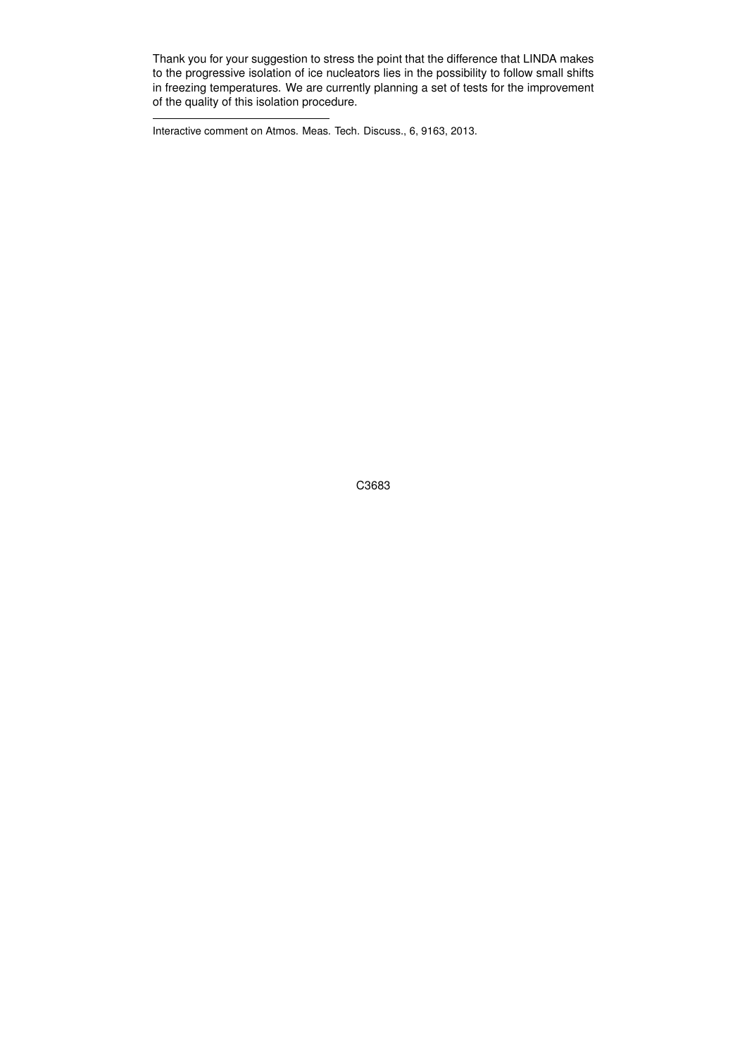Thank you for your suggestion to stress the point that the difference that LINDA makes to the progressive isolation of ice nucleators lies in the possibility to follow small shifts in freezing temperatures. We are currently planning a set of tests for the improvement of the quality of this isolation procedure.

---

Interactive comment on Atmos. Meas. Tech. Discuss., 6, 9163, 2013.